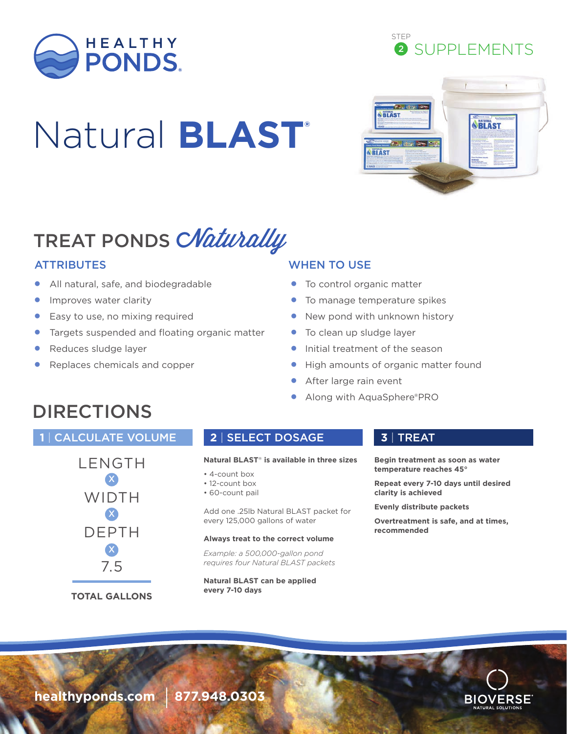HEALTHY PONDS

STEP 2 SUPPLEMENTS

# Natural BLAST®

## TREAT PONDS *Naturally*

### ATTRIBUTES

- All natural, safe, and biodegradable
- Improves water clarity
- Easy to use, no mixing required
- Targets suspended and floating organic matter
- Reduces sludge layer
- Replaces chemicals and copper

### WHEN TO USE

- To control organic matter
- To manage temperature spikes
- New pond with unknown history
- To clean up sludge layer
- Initial treatment of the season
- High amounts of organic matter found
- After large rain event
- Along with AquaSphere®PRO

## DIRECTIONS

### 1 | CALCULATE VOLUME

LENGTH
X
WIDTH
X
DEPTH
X
7.5

**TOTAL GALLONS**

### 2 | SELECT DOSAGE

**Natural BLAST® is available in three sizes**

- 4-count box
- 12-count box
- 60-count pail

Add one .25lb Natural BLAST packet for every 125,000 gallons of water

**Always treat to the correct volume**

*Example: a 500,000-gallon pond requires four Natural BLAST packets*

**Natural BLAST can be applied every 7-10 days**

### 3 | TREAT

**Begin treatment as soon as water temperature reaches 45°**

**Repeat every 7-10 days until desired clarity is achieved**

**Evenly distribute packets**

**Overtreatment is safe, and at times, recommended**

**healthyponds.com | 877.948.0303**

BIOVERSE® NATURAL SOLUTIONS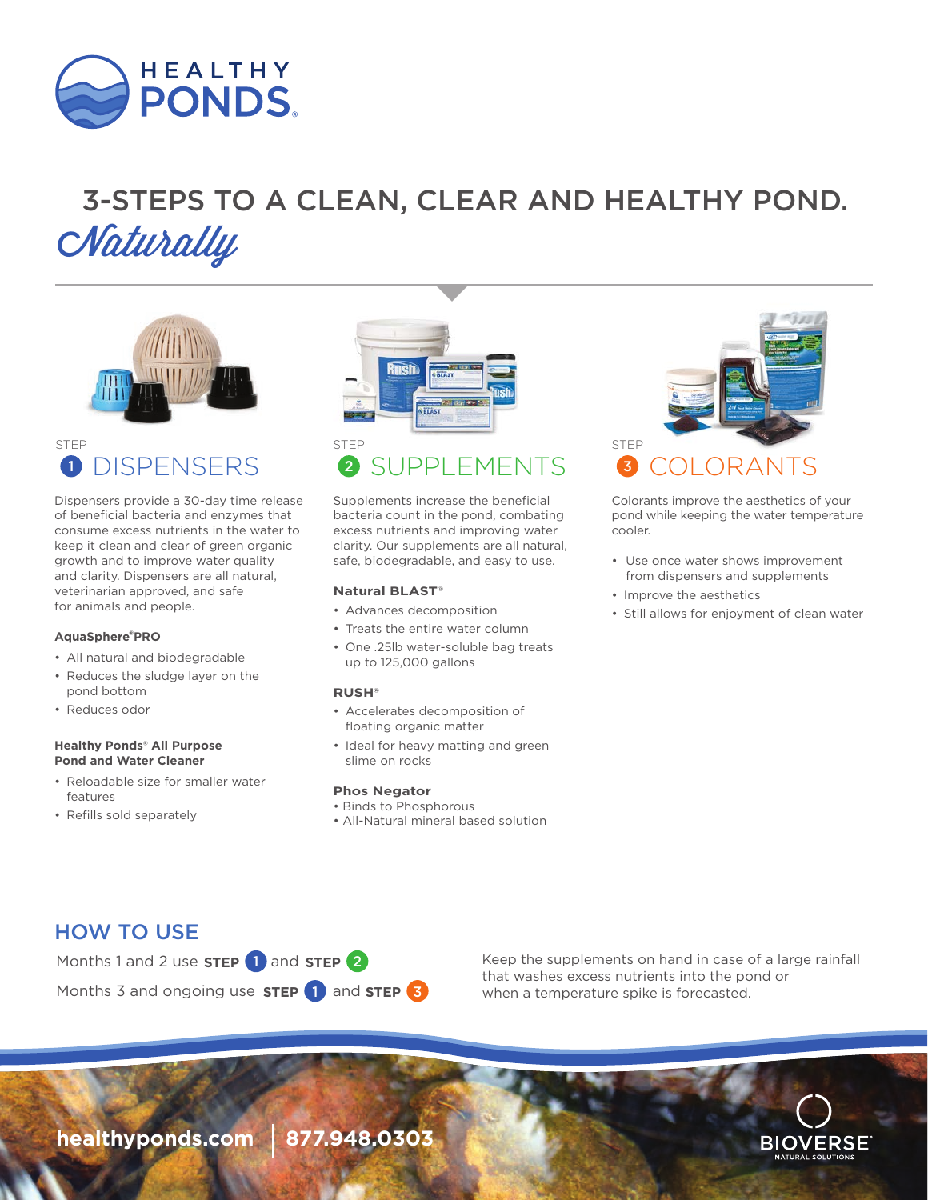HEALTHY PONDS®

# 3-STEPS TO A CLEAN, CLEAR AND HEALTHY POND. *Naturally*

## STEP 1 DISPENSERS

Dispensers provide a 30-day time release of beneficial bacteria and enzymes that consume excess nutrients in the water to keep it clean and clear of green organic growth and to improve water quality and clarity. Dispensers are all natural, veterinarian approved, and safe for animals and people.

**AquaSphere® PRO**

- All natural and biodegradable
- Reduces the sludge layer on the pond bottom
- Reduces odor

**Healthy Ponds® All Purpose Pond and Water Cleaner**

- Reloadable size for smaller water features
- Refills sold separately

## STEP 2 SUPPLEMENTS

Supplements increase the beneficial bacteria count in the pond, combating excess nutrients and improving water clarity. Our supplements are all natural, safe, biodegradable, and easy to use.

**Natural BLAST®**

- Advances decomposition
- Treats the entire water column
- One .25lb water-soluble bag treats up to 125,000 gallons

**RUSH®**

- Accelerates decomposition of floating organic matter
- Ideal for heavy matting and green slime on rocks

**Phos Negator**

- Binds to Phosphorous
- All-Natural mineral based solution

## STEP 3 COLORANTS

Colorants improve the aesthetics of your pond while keeping the water temperature cooler.

- Use once water shows improvement from dispensers and supplements
- Improve the aesthetics
- Still allows for enjoyment of clean water

## HOW TO USE

Months 1 and 2 use **STEP 1** and **STEP 2**

Months 3 and ongoing use **STEP 1** and **STEP 3**

Keep the supplements on hand in case of a large rainfall that washes excess nutrients into the pond or when a temperature spike is forecasted.

**healthyponds.com | 877.948.0303**

BIOVERSE® NATURAL SOLUTIONS